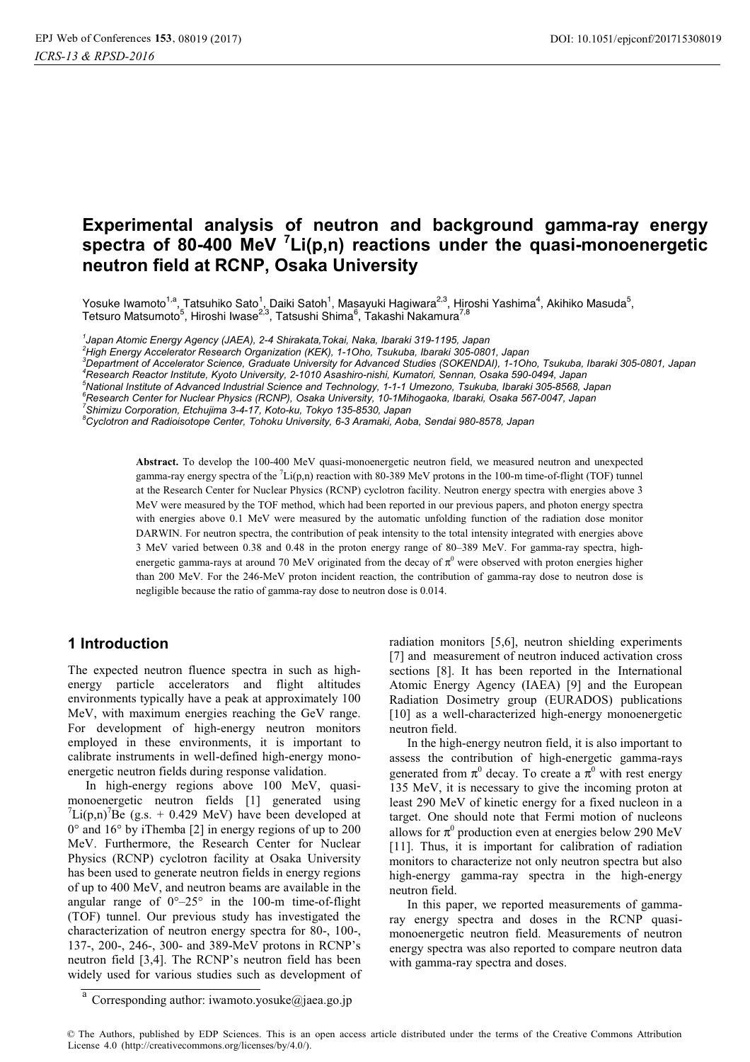# Experimental analysis of neutron and background gamma-ray energy spectra of 80-400 MeV $^{7}$Li(p,n) reactions under the quasi-monoenergetic neutron field at RCNP, Osaka University

Yosuke Iwamoto[1,a], Tatsuhiko Sato[1], Daiki Satoh[1], Masayuki Hagiwara[2,3], Hiroshi Yashima[4], Akihiko Masuda[5], Tetsuro Matsumoto[5], Hiroshi Iwase[2,3], Tatsushi Shima[6], Takashi Nakamura[7,8]

[1] *Japan Atomic Energy Agency (JAEA), 2-4 Shirakata,Tokai, Naka, Ibaraki 319-1195, Japan*
[2] *High Energy Accelerator Research Organization (KEK), 1-1Oho, Tsukuba, Ibaraki 305-0801, Japan*
[3] *Department of Accelerator Science, Graduate University for Advanced Studies (SOKENDAI), 1-1Oho, Tsukuba, Ibaraki 305-0801, Japan*
[4] *Research Reactor Institute, Kyoto University, 2-1010 Asashiro-nishi, Kumatori, Sennan, Osaka 590-0494, Japan*
[5] *National Institute of Advanced Industrial Science and Technology, 1-1-1 Umezono, Tsukuba, Ibaraki 305-8568, Japan*
[6] *Research Center for Nuclear Physics (RCNP), Osaka University, 10-1Mihogaoka, Ibaraki, Osaka 567-0047, Japan*
[7] *Shimizu Corporation, Etchujima 3-4-17, Koto-ku, Tokyo 135-8530, Japan*
[8] *Cyclotron and Radioisotope Center, Tohoku University, 6-3 Aramaki, Aoba, Sendai 980-8578, Japan*

**Abstract.** To develop the 100-400 MeV quasi-monoenergetic neutron field, we measured neutron and unexpected gamma-ray energy spectra of the $^{7}$Li(p,n) reaction with 80-389 MeV protons in the 100-m time-of-flight (TOF) tunnel at the Research Center for Nuclear Physics (RCNP) cyclotron facility. Neutron energy spectra with energies above 3 MeV were measured by the TOF method, which had been reported in our previous papers, and photon energy spectra with energies above 0.1 MeV were measured by the automatic unfolding function of the radiation dose monitor DARWIN. For neutron spectra, the contribution of peak intensity to the total intensity integrated with energies above 3 MeV varied between 0.38 and 0.48 in the proton energy range of 80–389 MeV. For gamma-ray spectra, high-energetic gamma-rays at around 70 MeV originated from the decay of $\pi^0$ were observed with proton energies higher than 200 MeV. For the 246-MeV proton incident reaction, the contribution of gamma-ray dose to neutron dose is negligible because the ratio of gamma-ray dose to neutron dose is 0.014.

## 1 Introduction

The expected neutron fluence spectra in such as high-energy particle accelerators and flight altitudes environments typically have a peak at approximately 100 MeV, with maximum energies reaching the GeV range. For development of high-energy neutron monitors employed in these environments, it is important to calibrate instruments in well-defined high-energy mono-energetic neutron fields during response validation.

In high-energy regions above 100 MeV, quasi-monoenergetic neutron fields [1] generated using $^{7}$Li(p,n)$^{7}$Be (g.s. + 0.429 MeV) have been developed at 0° and 16° by iThemba [2] in energy regions of up to 200 MeV. Furthermore, the Research Center for Nuclear Physics (RCNP) cyclotron facility at Osaka University has been used to generate neutron fields in energy regions of up to 400 MeV, and neutron beams are available in the angular range of 0°–25° in the 100-m time-of-flight (TOF) tunnel. Our previous study has investigated the characterization of neutron energy spectra for 80-, 100-, 137-, 200-, 246-, 300- and 389-MeV protons in RCNP's neutron field [3,4]. The RCNP's neutron field has been widely used for various studies such as development of radiation monitors [5,6], neutron shielding experiments [7] and measurement of neutron induced activation cross sections [8]. It has been reported in the International Atomic Energy Agency (IAEA) [9] and the European Radiation Dosimetry group (EURADOS) publications [10] as a well-characterized high-energy monoenergetic neutron field.

In the high-energy neutron field, it is also important to assess the contribution of high-energetic gamma-rays generated from $\pi^0$ decay. To create a $\pi^0$ with rest energy 135 MeV, it is necessary to give the incoming proton at least 290 MeV of kinetic energy for a fixed nucleon in a target. One should note that Fermi motion of nucleons allows for $\pi^0$ production even at energies below 290 MeV [11]. Thus, it is important for calibration of radiation monitors to characterize not only neutron spectra but also high-energy gamma-ray spectra in the high-energy neutron field.

In this paper, we reported measurements of gamma-ray energy spectra and doses in the RCNP quasi-monoenergetic neutron field. Measurements of neutron energy spectra was also reported to compare neutron data with gamma-ray spectra and doses.

[a] Corresponding author: iwamoto.yosuke@jaea.go.jp

© The Authors, published by EDP Sciences. This is an open access article distributed under the terms of the Creative Commons Attribution License 4.0 (http://creativecommons.org/licenses/by/4.0/).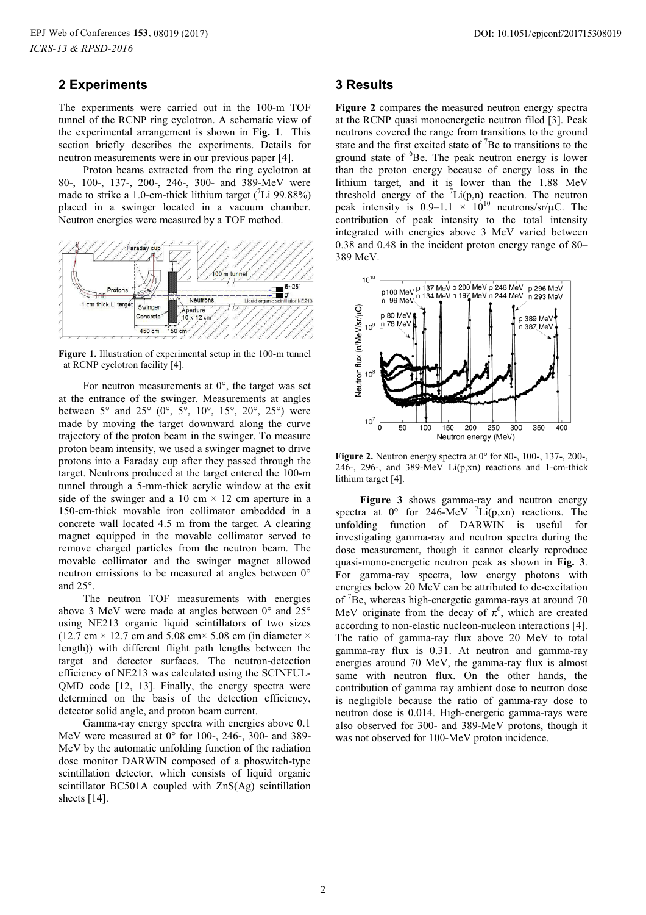## 2 Experiments

The experiments were carried out in the 100-m TOF tunnel of the RCNP ring cyclotron. A schematic view of the experimental arrangement is shown in **Fig. 1**. This section briefly describes the experiments. Details for neutron measurements were in our previous paper [4].

Proton beams extracted from the ring cyclotron at 80-, 100-, 137-, 200-, 246-, 300- and 389-MeV were made to strike a 1.0-cm-thick lithium target ($^{7}$Li 99.88%) placed in a swinger located in a vacuum chamber. Neutron energies were measured by a TOF method.

**Figure 1.** Illustration of experimental setup in the 100-m tunnel at RCNP cyclotron facility [4].

For neutron measurements at 0°, the target was set at the entrance of the swinger. Measurements at angles between 5° and 25° (0°, 5°, 10°, 15°, 20°, 25°) were made by moving the target downward along the curve trajectory of the proton beam in the swinger. To measure proton beam intensity, we used a swinger magnet to drive protons into a Faraday cup after they passed through the target. Neutrons produced at the target entered the 100-m tunnel through a 5-mm-thick acrylic window at the exit side of the swinger and a 10 cm × 12 cm aperture in a 150-cm-thick movable iron collimator embedded in a concrete wall located 4.5 m from the target. A clearing magnet equipped in the movable collimator served to remove charged particles from the neutron beam. The movable collimator and the swinger magnet allowed neutron emissions to be measured at angles between 0° and 25°.

The neutron TOF measurements with energies above 3 MeV were made at angles between 0° and 25° using NE213 organic liquid scintillators of two sizes (12.7 cm × 12.7 cm and 5.08 cm× 5.08 cm (in diameter × length)) with different flight path lengths between the target and detector surfaces. The neutron-detection efficiency of NE213 was calculated using the SCINFUL-QMD code [12, 13]. Finally, the energy spectra were determined on the basis of the detection efficiency, detector solid angle, and proton beam current.

Gamma-ray energy spectra with energies above 0.1 MeV were measured at 0° for 100-, 246-, 300- and 389-MeV by the automatic unfolding function of the radiation dose monitor DARWIN composed of a phoswitch-type scintillation detector, which consists of liquid organic scintillator BC501A coupled with ZnS(Ag) scintillation sheets [14].

## 3 Results

**Figure 2** compares the measured neutron energy spectra at the RCNP quasi monoenergetic neutron filed [3]. Peak neutrons covered the range from transitions to the ground state and the first excited state of $^{7}$Be to transitions to the ground state of $^{6}$Be. The peak neutron energy is lower than the proton energy because of energy loss in the lithium target, and it is lower than the 1.88 MeV threshold energy of the $^{7}$Li(p,n) reaction. The neutron peak intensity is 0.9–1.1 × $10^{10}$ neutrons/sr/μC. The contribution of peak intensity to the total intensity integrated with energies above 3 MeV varied between 0.38 and 0.48 in the incident proton energy range of 80–389 MeV.

**Figure 2.** Neutron energy spectra at 0° for 80-, 100-, 137-, 200-, 246-, 296-, and 389-MeV Li(p,xn) reactions and 1-cm-thick lithium target [4].

**Figure 3** shows gamma-ray and neutron energy spectra at 0° for 246-MeV $^{7}$Li(p,xn) reactions. The unfolding function of DARWIN is useful for investigating gamma-ray and neutron spectra during the dose measurement, though it cannot clearly reproduce quasi-mono-energetic neutron peak as shown in **Fig. 3**. For gamma-ray spectra, low energy photons with energies below 20 MeV can be attributed to de-excitation of $^{7}$Be, whereas high-energetic gamma-rays at around 70 MeV originate from the decay of $\pi^{0}$, which are created according to non-elastic nucleon-nucleon interactions [4]. The ratio of gamma-ray flux above 20 MeV to total gamma-ray flux is 0.31. At neutron and gamma-ray energies around 70 MeV, the gamma-ray flux is almost same with neutron flux. On the other hands, the contribution of gamma ray ambient dose to neutron dose is negligible because the ratio of gamma-ray dose to neutron dose is 0.014. High-energetic gamma-rays were also observed for 300- and 389-MeV protons, though it was not observed for 100-MeV proton incidence.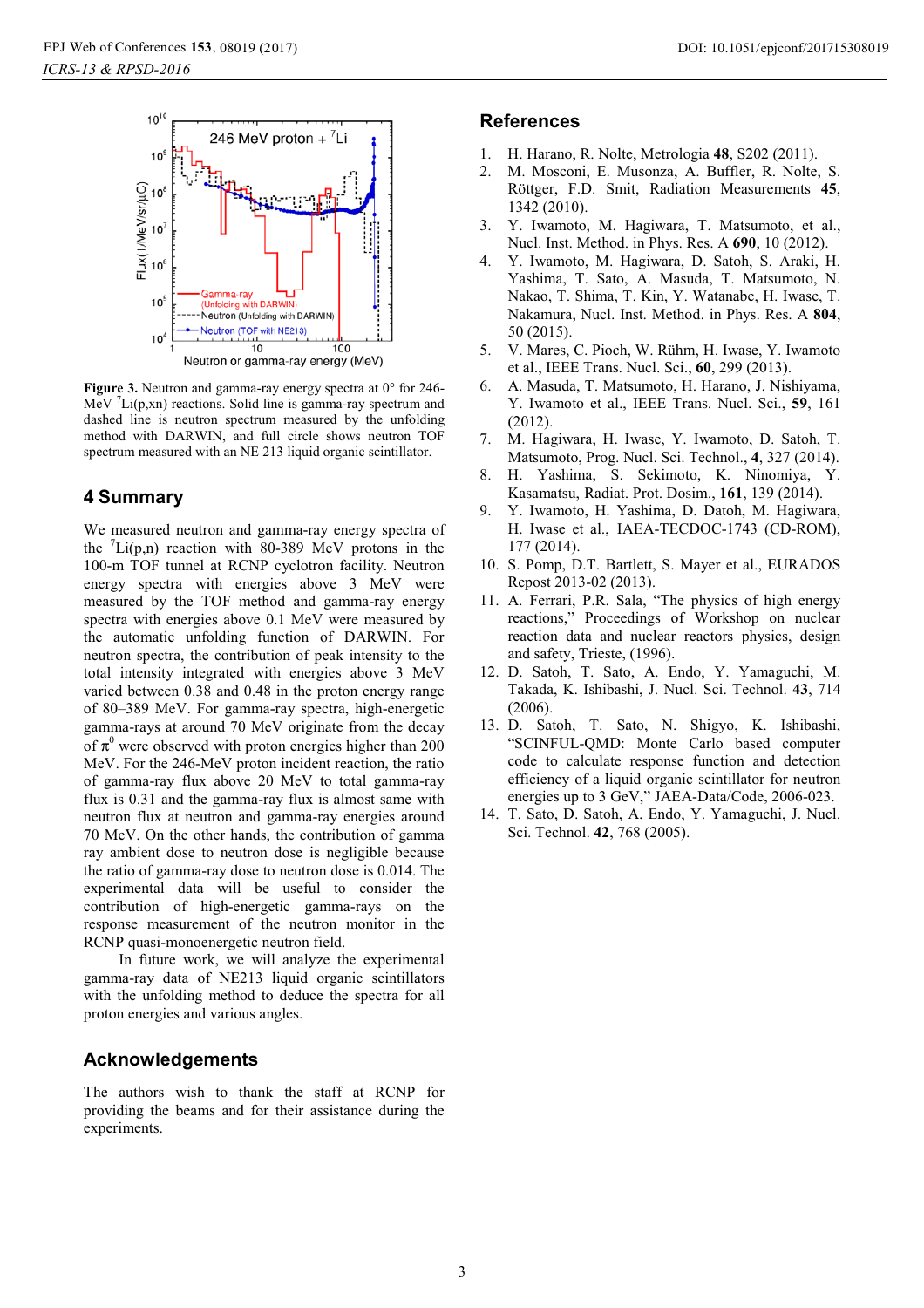246 MeV proton + $^{7}$Li

Flux(1/MeV/sr/μC)

$10^{10}$
$10^{9}$
$10^{8}$
$10^{7}$
$10^{6}$
$10^{5}$
$10^{4}$

1
10
100

Neutron or gamma-ray energy (MeV)

Gamma-ray (Unfolding with DARWIN)
Neutron (Unfolding with DARWIN)
Neutron (TOF with NE213)

**Figure 3.** Neutron and gamma-ray energy spectra at 0° for 246-MeV $^{7}$Li(p,xn) reactions. Solid line is gamma-ray spectrum and dashed line is neutron spectrum measured by the unfolding method with DARWIN, and full circle shows neutron TOF spectrum measured with an NE 213 liquid organic scintillator.

## 4 Summary

We measured neutron and gamma-ray energy spectra of the $^{7}$Li(p,n) reaction with 80-389 MeV protons in the 100-m TOF tunnel at RCNP cyclotron facility. Neutron energy spectra with energies above 3 MeV were measured by the TOF method and gamma-ray energy spectra with energies above 0.1 MeV were measured by the automatic unfolding function of DARWIN. For neutron spectra, the contribution of peak intensity to the total intensity integrated with energies above 3 MeV varied between 0.38 and 0.48 in the proton energy range of 80–389 MeV. For gamma-ray spectra, high-energetic gamma-rays at around 70 MeV originate from the decay of $\pi^{0}$ were observed with proton energies higher than 200 MeV. For the 246-MeV proton incident reaction, the ratio of gamma-ray flux above 20 MeV to total gamma-ray flux is 0.31 and the gamma-ray flux is almost same with neutron flux at neutron and gamma-ray energies around 70 MeV. On the other hands, the contribution of gamma ray ambient dose to neutron dose is negligible because the ratio of gamma-ray dose to neutron dose is 0.014. The experimental data will be useful to consider the contribution of high-energetic gamma-rays on the response measurement of the neutron monitor in the RCNP quasi-monoenergetic neutron field.

In future work, we will analyze the experimental gamma-ray data of NE213 liquid organic scintillators with the unfolding method to deduce the spectra for all proton energies and various angles.

## Acknowledgements

The authors wish to thank the staff at RCNP for providing the beams and for their assistance during the experiments.

## References

1. H. Harano, R. Nolte, Metrologia **48**, S202 (2011).
2. M. Mosconi, E. Musonza, A. Buffler, R. Nolte, S. Röttger, F.D. Smit, Radiation Measurements **45**, 1342 (2010).
3. Y. Iwamoto, M. Hagiwara, T. Matsumoto, et al., Nucl. Inst. Method. in Phys. Res. A **690**, 10 (2012).
4. Y. Iwamoto, M. Hagiwara, D. Satoh, S. Araki, H. Yashima, T. Sato, A. Masuda, T. Matsumoto, N. Nakao, T. Shima, T. Kin, Y. Watanabe, H. Iwase, T. Nakamura, Nucl. Inst. Method. in Phys. Res. A **804**, 50 (2015).
5. V. Mares, C. Pioch, W. Rühm, H. Iwase, Y. Iwamoto et al., IEEE Trans. Nucl. Sci., **60**, 299 (2013).
6. A. Masuda, T. Matsumoto, H. Harano, J. Nishiyama, Y. Iwamoto et al., IEEE Trans. Nucl. Sci., **59**, 161 (2012).
7. M. Hagiwara, H. Iwase, Y. Iwamoto, D. Satoh, T. Matsumoto, Prog. Nucl. Sci. Technol., **4**, 327 (2014).
8. H. Yashima, S. Sekimoto, K. Ninomiya, Y. Kasamatsu, Radiat. Prot. Dosim., **161**, 139 (2014).
9. Y. Iwamoto, H. Yashima, D. Datoh, M. Hagiwara, H. Iwase et al., IAEA-TECDOC-1743 (CD-ROM), 177 (2014).
10. S. Pomp, D.T. Bartlett, S. Mayer et al., EURADOS Repost 2013-02 (2013).
11. A. Ferrari, P.R. Sala, "The physics of high energy reactions," Proceedings of Workshop on nuclear reaction data and nuclear reactors physics, design and safety, Trieste, (1996).
12. D. Satoh, T. Sato, A. Endo, Y. Yamaguchi, M. Takada, K. Ishibashi, J. Nucl. Sci. Technol. **43**, 714 (2006).
13. D. Satoh, T. Sato, N. Shigyo, K. Ishibashi, "SCINFUL-QMD: Monte Carlo based computer code to calculate response function and detection efficiency of a liquid organic scintillator for neutron energies up to 3 GeV," JAEA-Data/Code, 2006-023.
14. T. Sato, D. Satoh, A. Endo, Y. Yamaguchi, J. Nucl. Sci. Technol. **42**, 768 (2005).